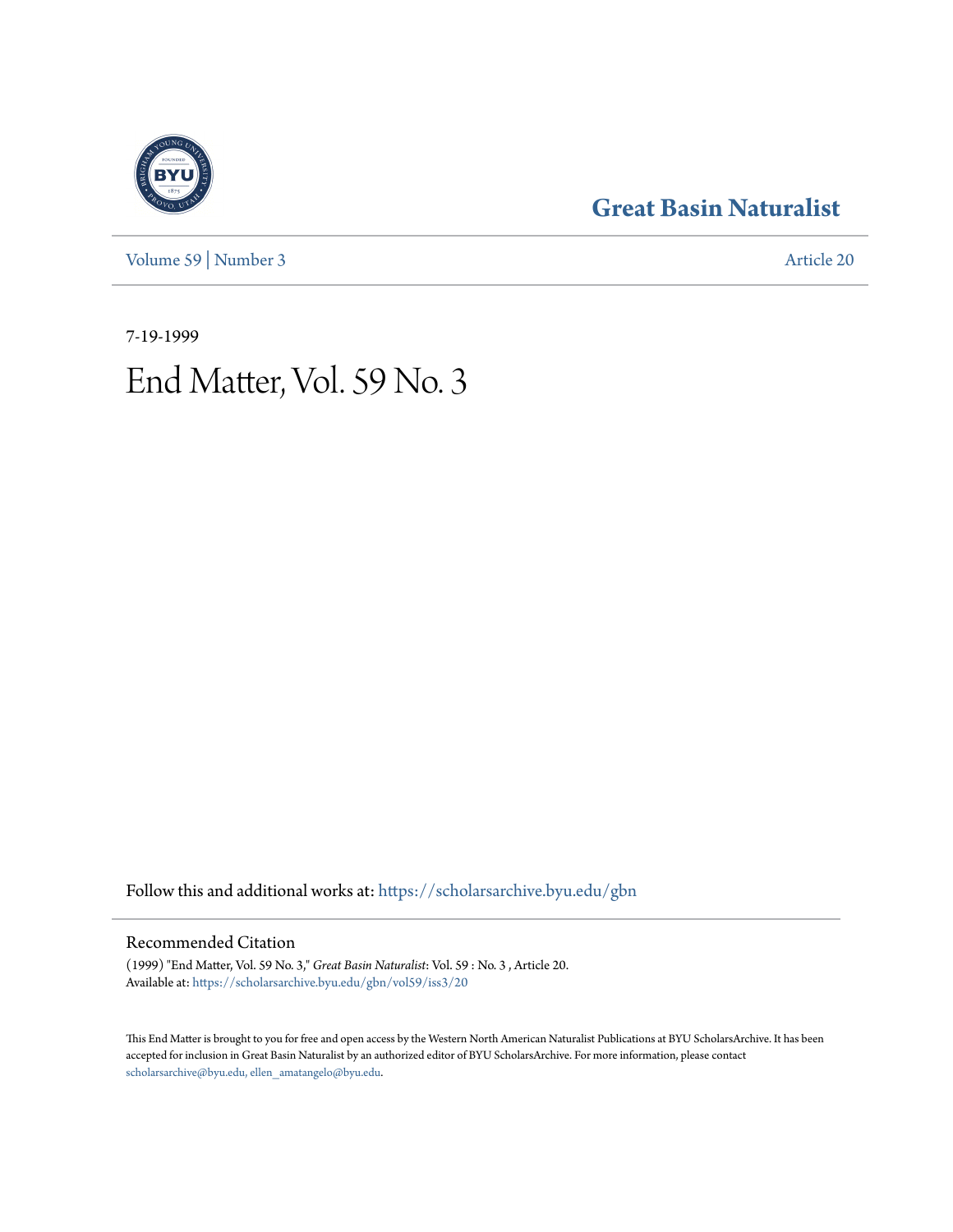Great Basin Naturalist

Volume 59 | Number 3 Article 20

7-19-1999

# End Matter, Vol. 59 No. 3

Follow this and additional works at: https://scholarsarchive.byu.edu/gbn

## Recommended Citation

(1999) "End Matter, Vol. 59 No. 3," *Great Basin Naturalist*: Vol. 59 : No. 3 , Article 20.
Available at: https://scholarsarchive.byu.edu/gbn/vol59/iss3/20

This End Matter is brought to you for free and open access by the Western North American Naturalist Publications at BYU ScholarsArchive. It has been accepted for inclusion in Great Basin Naturalist by an authorized editor of BYU ScholarsArchive. For more information, please contact scholarsarchive@byu.edu, ellen_amatangelo@byu.edu.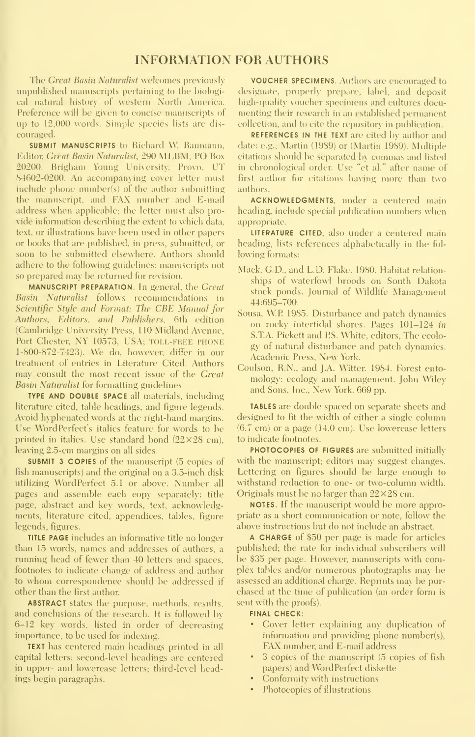# INFORMATION FOR AUTHORS

The *Great Basin Naturalist* welcomes previously unpublished manuscripts pertaining to the biological natural history of western North America. Preference will be given to concise manuscripts of up to 12,000 words. Simple species lists are discouraged.

**SUBMIT MANUSCRIPTS** to Richard W. Baumann, Editor, *Great Basin Naturalist*, 290 MLBM, PO Box 20200, Brigham Young University, Provo, UT 84602-0200. An accompanying cover letter must include phone number(s) of the author submitting the manuscript, and FAX number and E-mail address when applicable; the letter must also provide information describing the extent to which data, text, or illustrations have been used in other papers or books that are published, in press, submitted, or soon to be submitted elsewhere. Authors should adhere to the following guidelines; manuscripts not so prepared may be returned for revision.

**MANUSCRIPT PREPARATION.** In general, the *Great Basin Naturalist* follows recommendations in *Scientific Style and Format: The CBE Manual for Authors, Editors, and Publishers*, 6th edition (Cambridge University Press, 110 Midland Avenue, Port Chester, NY 10573, USA; TOLL-FREE PHONE 1-800-872-7423). We do, however, differ in our treatment of entries in Literature Cited. Authors may consult the most recent issue of the *Great Basin Naturalist* for formatting guidelines

**TYPE AND DOUBLE SPACE** all materials, including literature cited, table headings, and figure legends. Avoid hyphenated words at the right-hand margins. Use WordPerfect's italics feature for words to be printed in italics. Use standard bond (22×28 cm), leaving 2.5-cm margins on all sides.

**SUBMIT 3 COPIES** of the manuscript (5 copies of fish manuscripts) and the original on a 3.5-inch disk utilizing WordPerfect 5.1 or above. Number all pages and assemble each copy separately: title page, abstract and key words, text, acknowledgments, literature cited, appendices, tables, figure legends, figures.

**TITLE PAGE** includes an informative title no longer than 15 words, names and addresses of authors, a running head of fewer than 40 letters and spaces, footnotes to indicate change of address and author to whom correspondence should be addressed if other than the first author.

**ABSTRACT** states the purpose, methods, results, and conclusions of the research. It is followed by 6–12 key words, listed in order of decreasing importance, to be used for indexing.

**TEXT** has centered main headings printed in all capital letters; second-level headings are centered in upper- and lowercase letters; third-level headings begin paragraphs.

**VOUCHER SPECIMENS.** Authors are encouraged to designate, properly prepare, label, and deposit high-quality voucher specimens and cultures documenting their research in an established permanent collection, and to cite the repository in publication.

**REFERENCES IN THE TEXT** are cited by author and date: e.g., Martin (1989) or (Martin 1989). Multiple citations should be separated by commas and listed in chronological order. Use "et al." after name of first author for citations having more than two authors.

**ACKNOWLEDGMENTS**, under a centered main heading, include special publication numbers when appropriate.

**LITERATURE CITED**, also under a centered main heading, lists references alphabetically in the following formats:

Mack, G.D., and L.D. Flake. 1980. Habitat relationships of waterfowl broods on South Dakota stock ponds. Journal of Wildlife Management 44:695–700.

Sousa, W.P. 1985. Disturbance and patch dynamics on rocky intertidal shores. Pages 101–124 *in* S.T.A. Pickett and P.S. White, editors, The ecology of natural disturbance and patch dynamics. Academic Press, New York.

Coulson, R.N., and J.A. Witter. 1984. Forest entomology: ecology and management. John Wiley and Sons, Inc., New York. 669 pp.

**TABLES** are double spaced on separate sheets and designed to fit the width of either a single column (6.7 cm) or a page (14.0 cm). Use lowercase letters to indicate footnotes.

**PHOTOCOPIES OF FIGURES** are submitted initially with the manuscript; editors may suggest changes. Lettering on figures should be large enough to withstand reduction to one- or two-column width. Originals must be no larger than 22×28 cm.

**NOTES.** If the manuscript would be more appropriate as a short communication or note, follow the above instructions but do not include an abstract.

**A CHARGE** of $50 per page is made for articles published; the rate for individual subscribers will be $35 per page. However, manuscripts with complex tables and/or numerous photographs may be assessed an additional charge. Reprints may be purchased at the time of publication (an order form is sent with the proofs).

**FINAL CHECK:**

- Cover letter explaining any duplication of information and providing phone number(s), FAX number, and E-mail address
- 3 copies of the manuscript (5 copies of fish papers) and WordPerfect diskette
- Conformity with instructions
- Photocopies of illustrations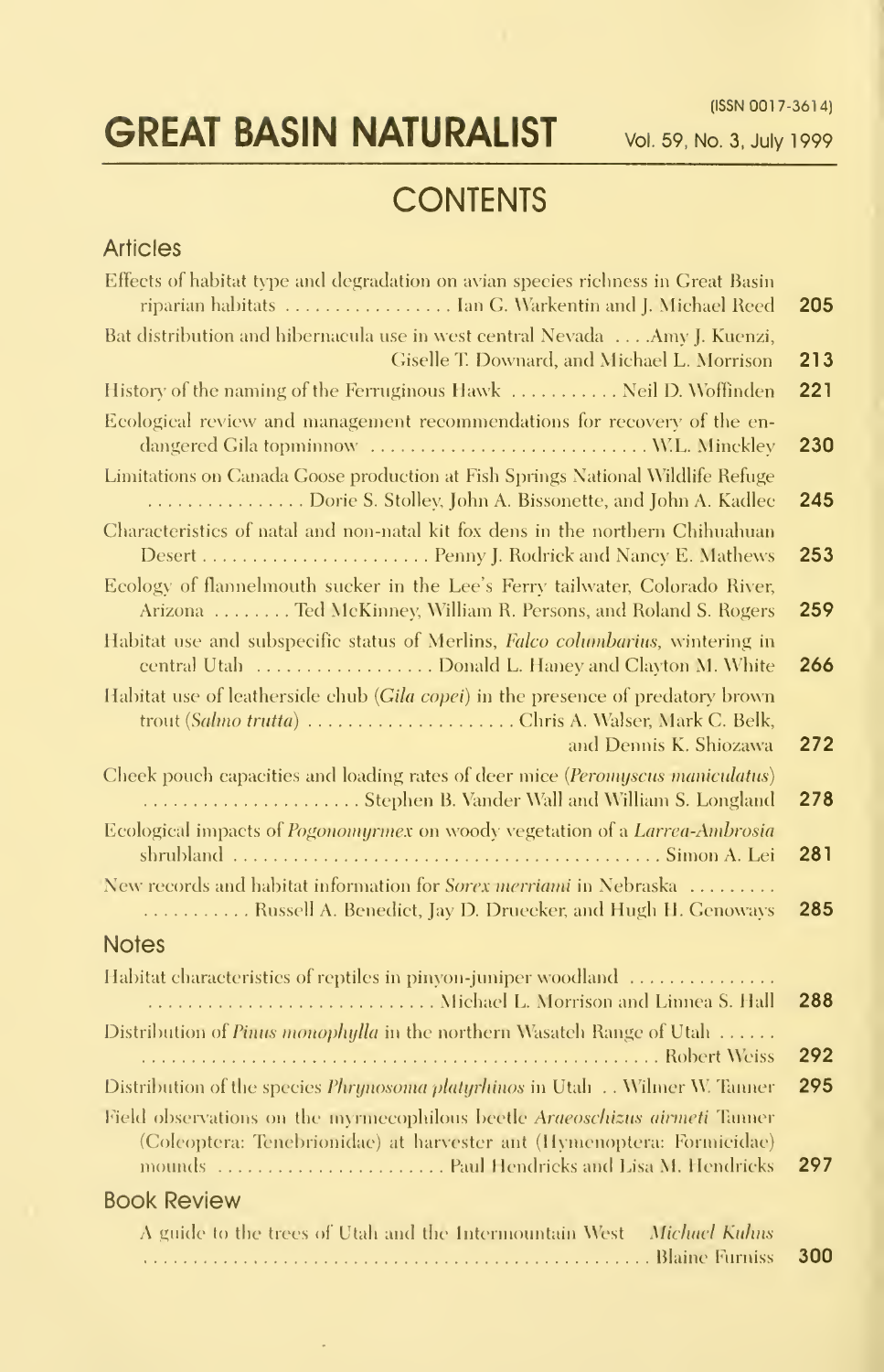(ISSN 0017-3614)

# GREAT BASIN NATURALIST

Vol. 59, No. 3, July 1999

## CONTENTS

### Articles

Effects of habitat type and degradation on avian species richness in Great Basin riparian habitats . . . . . . . . . . . . . . . . Ian G. Warkentin and J. Michael Reed **205**

Bat distribution and hibernacula use in west central Nevada . . . . Amy J. Kuenzi, Giselle T. Downard, and Michael L. Morrison **213**

History of the naming of the Ferruginous Hawk . . . . . . . . . . . Neil D. Woffinden **221**

Ecological review and management recommendations for recovery of the endangered Gila topminnow . . . . . . . . . . . . . . . . . . . . . . . . . . . W.L. Minckley **230**

Limitations on Canada Goose production at Fish Springs National Wildlife Refuge . . . . . . . . . . . . . . . . Dorie S. Stolley, John A. Bissonette, and John A. Kadlec **245**

Characteristics of natal and non-natal kit fox dens in the northern Chihuahuan Desert . . . . . . . . . . . . . . . . . . . . . . Penny J. Rodrick and Nancy E. Mathews **253**

Ecology of flannelmouth sucker in the Lee's Ferry tailwater, Colorado River, Arizona . . . . . . . . Ted McKinney, William R. Persons, and Roland S. Rogers **259**

Habitat use and subspecific status of Merlins, *Falco columbarius*, wintering in central Utah . . . . . . . . . . . . . . . . . Donald L. Haney and Clayton M. White **266**

Habitat use of leatherside chub (*Gila copei*) in the presence of predatory brown trout (*Salmo trutta*) . . . . . . . . . . . . . . . . . . . . . Chris A. Walser, Mark C. Belk, and Dennis K. Shiozawa **272**

Cheek pouch capacities and loading rates of deer mice (*Peromyscus maniculatus*) . . . . . . . . . . . . . . . . . . . . . . Stephen B. Vander Wall and William S. Longland **278**

Ecological impacts of *Pogonomyrmex* on woody vegetation of a *Larrea-Ambrosia* shrubland . . . . . . . . . . . . . . . . . . . . . . . . . . . . . . . . . . . . . . . . . . . Simon A. Lei **281**

New records and habitat information for *Sorex merriami* in Nebraska . . . . . . . . . . . . . . . . . . . Russell A. Benedict, Jay D. Druecker, and Hugh H. Genoways **285**

### Notes

Habitat characteristics of reptiles in pinyon-juniper woodland . . . . . . . . . . . . . . . . . . . . . . . . . . . . . . . . . . . . . . . . . . . . Michael L. Morrison and Linnea S. Hall **288**

Distribution of *Pinus monophylla* in the northern Wasatch Range of Utah . . . . . . . . . . . . . . . . . . . . . . . . . . . . . . . . . . . . . . . . . . . . . . . . . . . . . . . . . . . . . . . Robert Weiss **292**

Distribution of the species *Phrynosoma platyrhinos* in Utah . . Wilmer W. Tanner **295**

Field observations on the myrmecophilous beetle *Araeoschizus airmeti* Tanner (Coleoptera: Tenebrionidae) at harvester ant (Hymenoptera: Formicidae) mounds . . . . . . . . . . . . . . . . . . . . . . Paul Hendricks and Lisa M. Hendricks **297**

### Book Review

A guide to the trees of Utah and the Intermountain West *Michael Kuhns* . . . . . . . . . . . . . . . . . . . . . . . . . . . . . . . . . . . . . . . . . . . . . . . . . . . . Blaine Furniss **300**